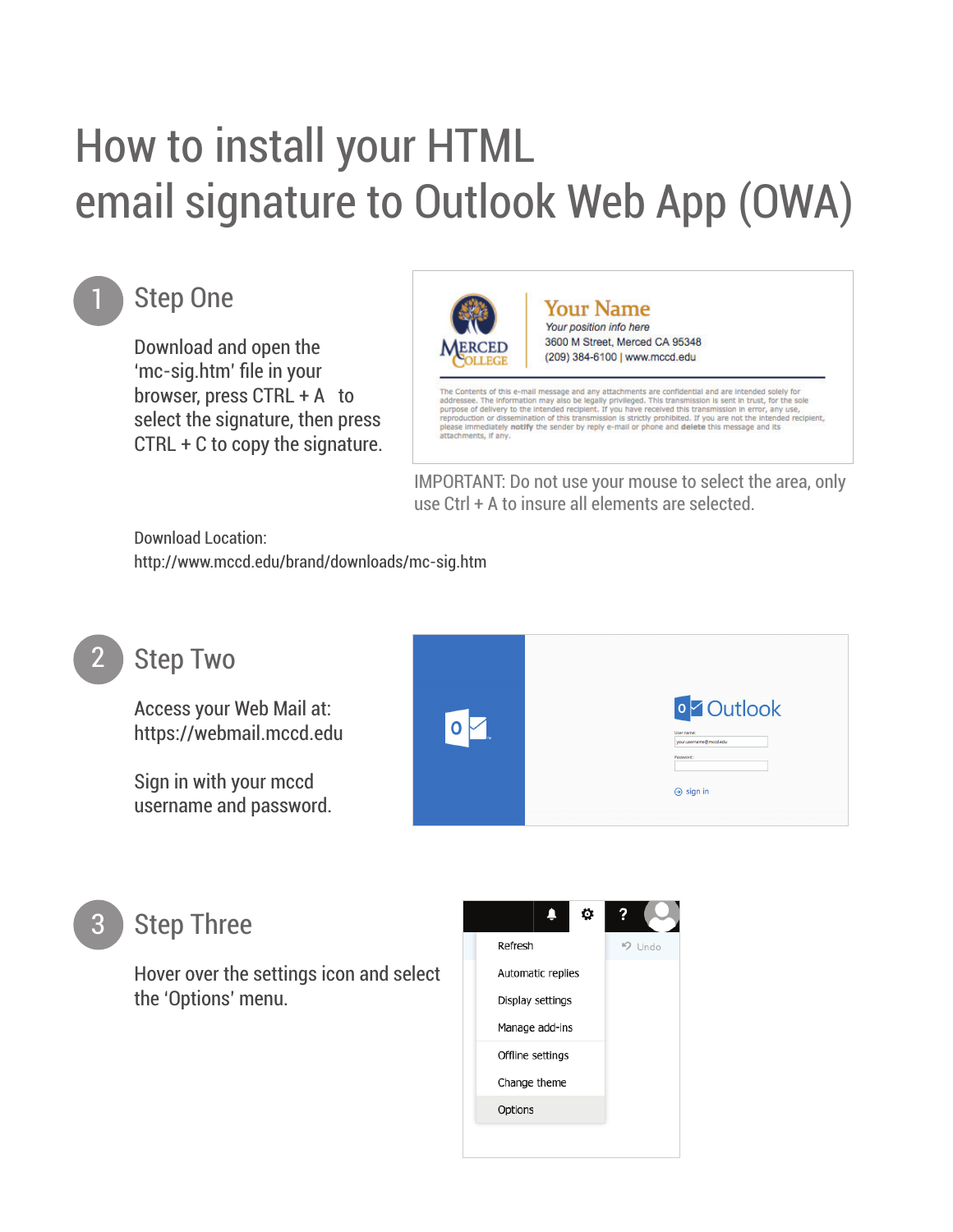# How to install your HTML email signature to Outlook Web App (OWA)

## 1 Step One

Download and open the 'mc-sig.htm' file in your browser, press CTRL + A to select the signature, then press CTRL + C to copy the signature.

IMPORTANT: Do not use your mouse to select the area, only use Ctrl + A to insure all elements are selected.

Download Location:
http://www.mccd.edu/brand/downloads/mc-sig.htm

## 2 Step Two

Access your Web Mail at:
https://webmail.mccd.edu

Sign in with your mccd username and password.

## 3 Step Three

Hover over the settings icon and select the 'Options' menu.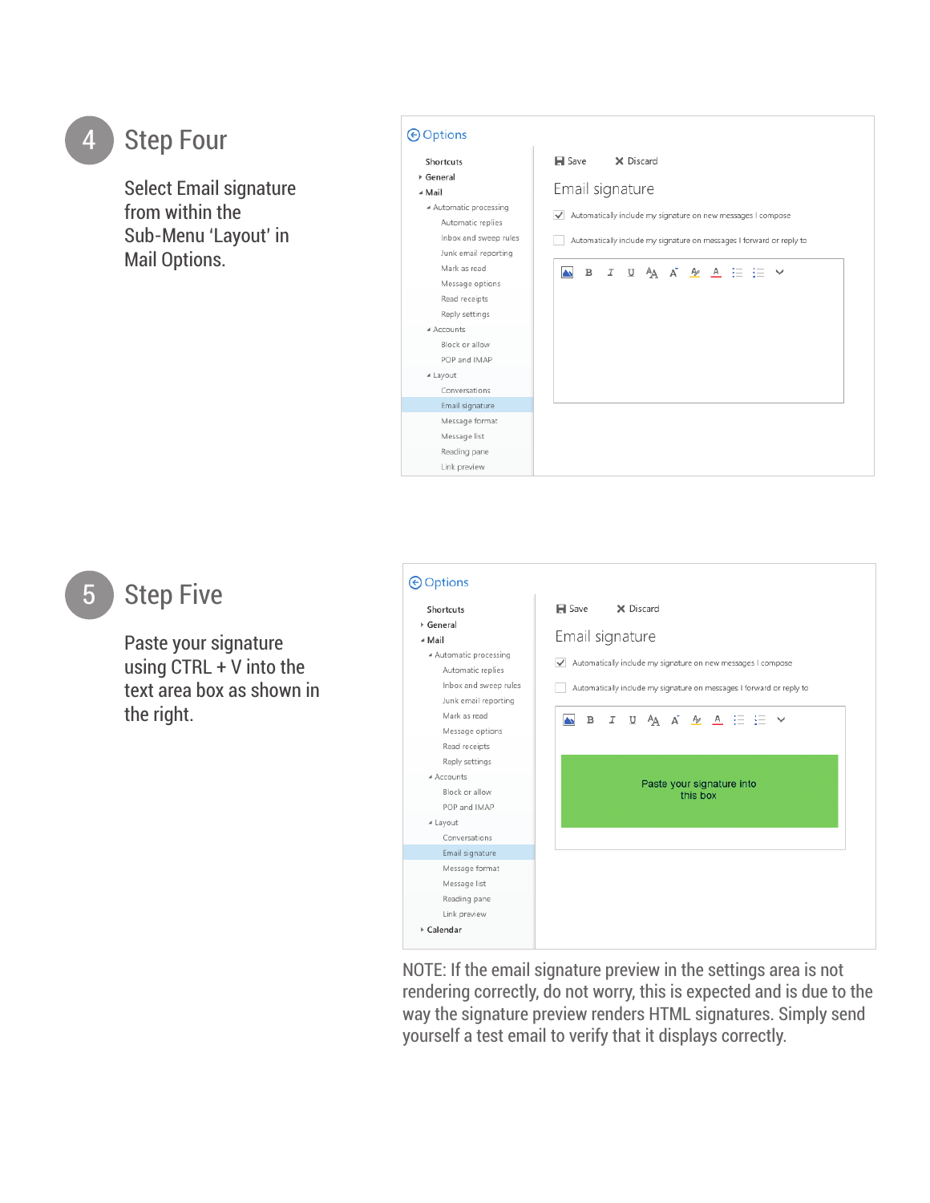## 4 Step Four

Select Email signature from within the Sub-Menu 'Layout' in Mail Options.

## 5 Step Five

Paste your signature using CTRL + V into the text area box as shown in the right.

NOTE: If the email signature preview in the settings area is not rendering correctly, do not worry, this is expected and is due to the way the signature preview renders HTML signatures. Simply send yourself a test email to verify that it displays correctly.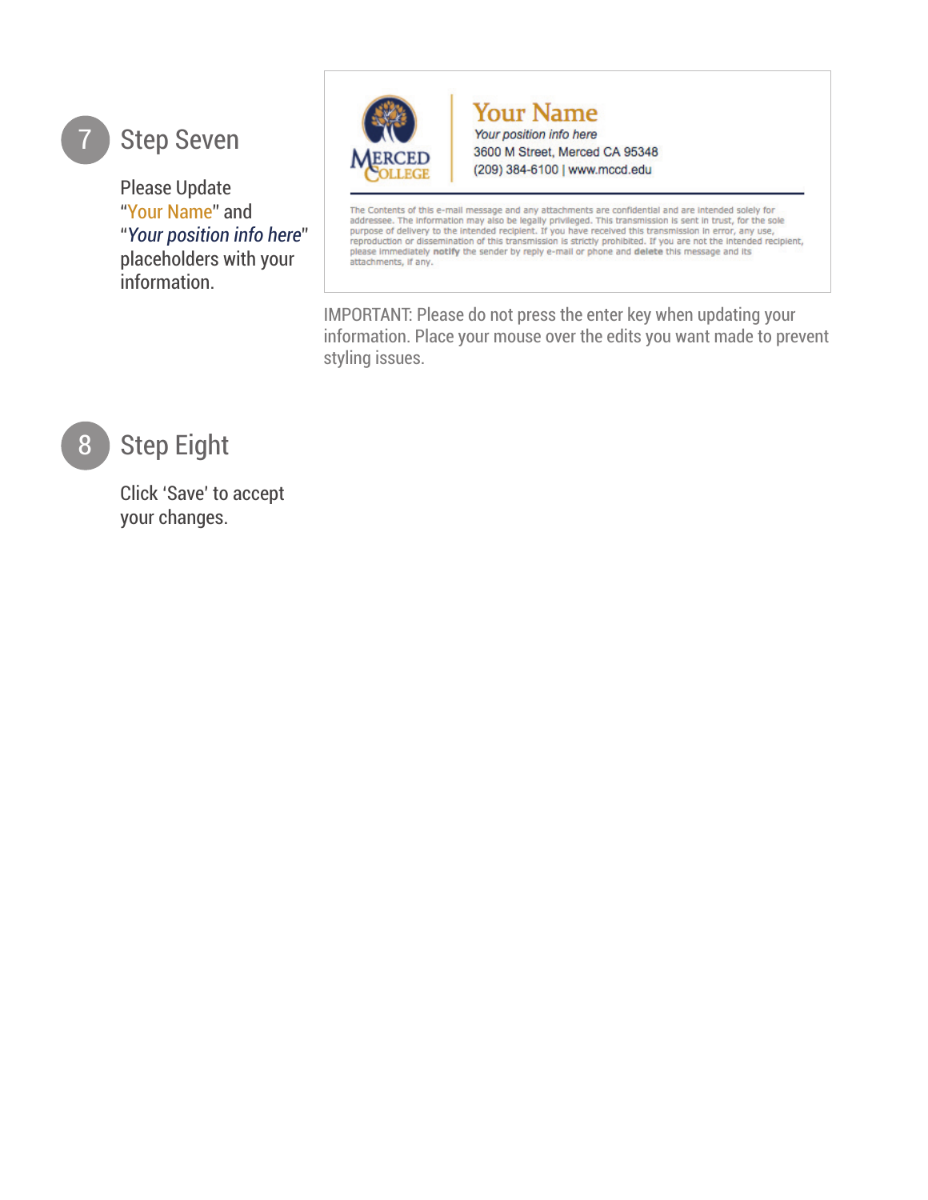## 7 Step Seven

Please Update "Your Name" and "*Your position info here*" placeholders with your information.

Your Name
*Your position info here*
3600 M Street, Merced CA 95348
(209) 384-6100 | www.mccd.edu

The Contents of this e-mail message and any attachments are confidential and are intended solely for addressee. The information may also be legally privileged. This transmission is sent in trust, for the sole purpose of delivery to the intended recipient. If you have received this transmission in error, any use, reproduction or dissemination of this transmission is strictly prohibited. If you are not the intended recipient, please immediately **notify** the sender by reply e-mail or phone and **delete** this message and its attachments, if any.

IMPORTANT: Please do not press the enter key when updating your information. Place your mouse over the edits you want made to prevent styling issues.

## 8 Step Eight

Click 'Save' to accept your changes.